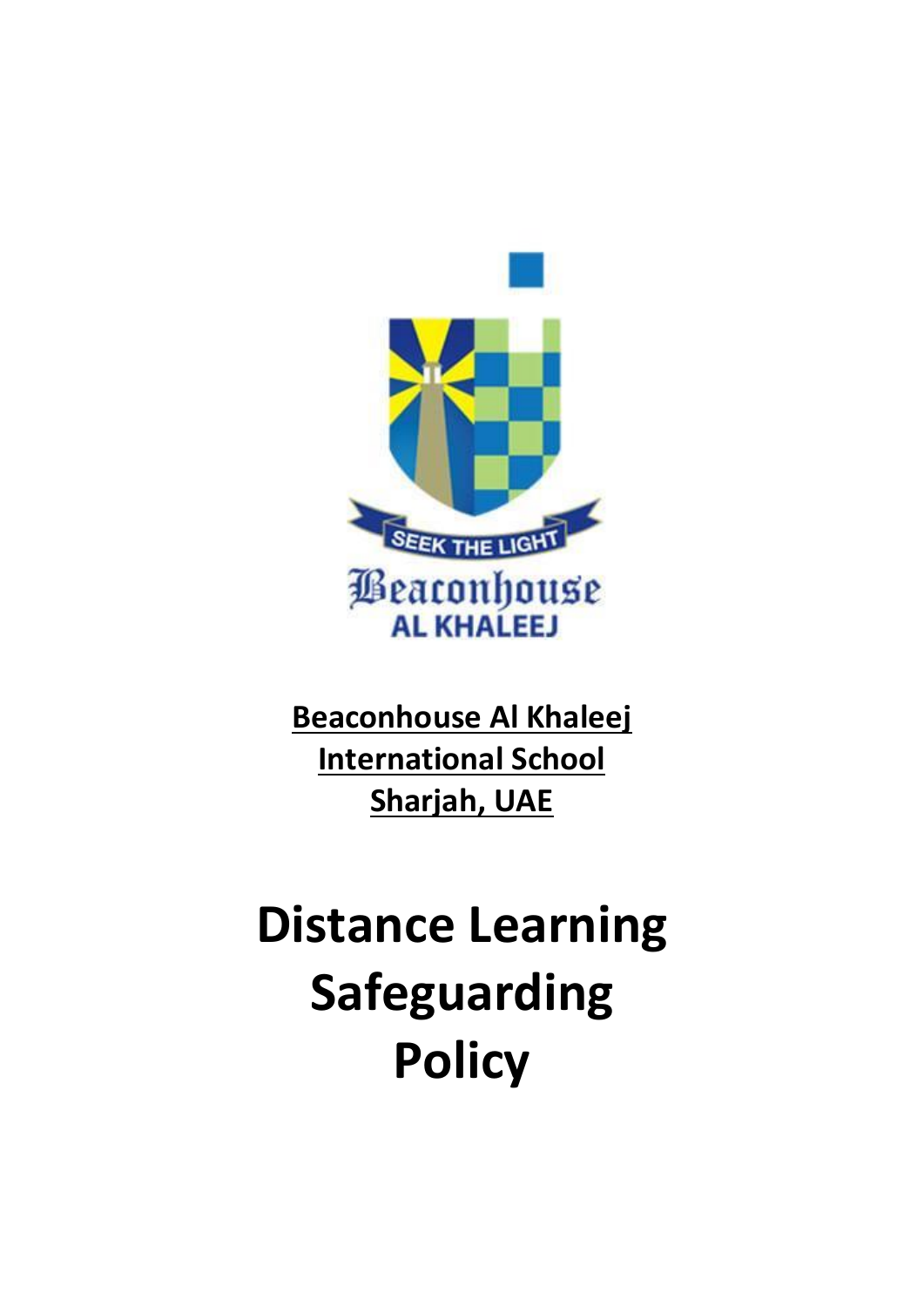**Beaconhouse Al Khaleej International School Sharjah, UAE**

# Distance Learning Safeguarding Policy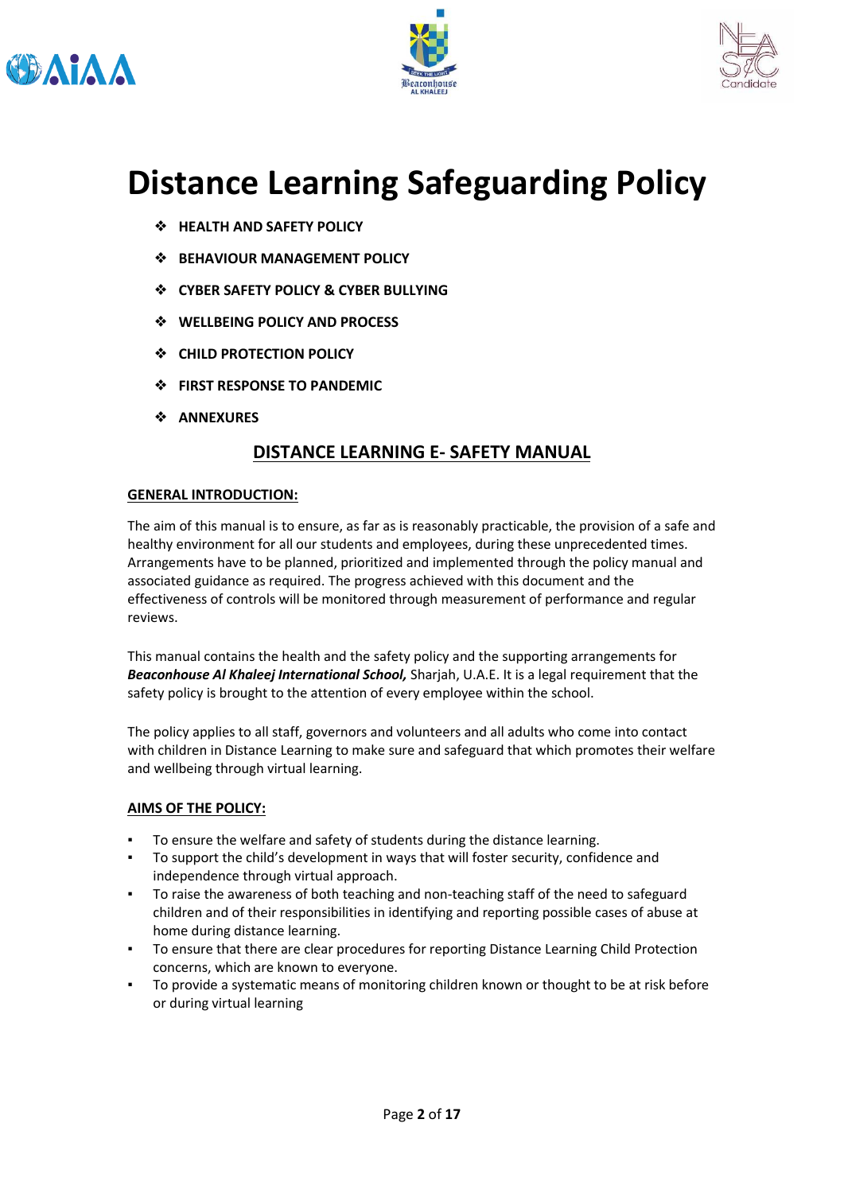# Distance Learning Safeguarding Policy

- **HEALTH AND SAFETY POLICY**
- **BEHAVIOUR MANAGEMENT POLICY**
- **CYBER SAFETY POLICY & CYBER BULLYING**
- **WELLBEING POLICY AND PROCESS**
- **CHILD PROTECTION POLICY**
- **FIRST RESPONSE TO PANDEMIC**
- **ANNEXURES**

## DISTANCE LEARNING E- SAFETY MANUAL

### GENERAL INTRODUCTION:

The aim of this manual is to ensure, as far as is reasonably practicable, the provision of a safe and healthy environment for all our students and employees, during these unprecedented times. Arrangements have to be planned, prioritized and implemented through the policy manual and associated guidance as required. The progress achieved with this document and the effectiveness of controls will be monitored through measurement of performance and regular reviews.

This manual contains the health and the safety policy and the supporting arrangements for ***Beaconhouse Al Khaleej International School,*** Sharjah, U.A.E. It is a legal requirement that the safety policy is brought to the attention of every employee within the school.

The policy applies to all staff, governors and volunteers and all adults who come into contact with children in Distance Learning to make sure and safeguard that which promotes their welfare and wellbeing through virtual learning.

### AIMS OF THE POLICY:

- To ensure the welfare and safety of students during the distance learning.
- To support the child's development in ways that will foster security, confidence and independence through virtual approach.
- To raise the awareness of both teaching and non-teaching staff of the need to safeguard children and of their responsibilities in identifying and reporting possible cases of abuse at home during distance learning.
- To ensure that there are clear procedures for reporting Distance Learning Child Protection concerns, which are known to everyone.
- To provide a systematic means of monitoring children known or thought to be at risk before or during virtual learning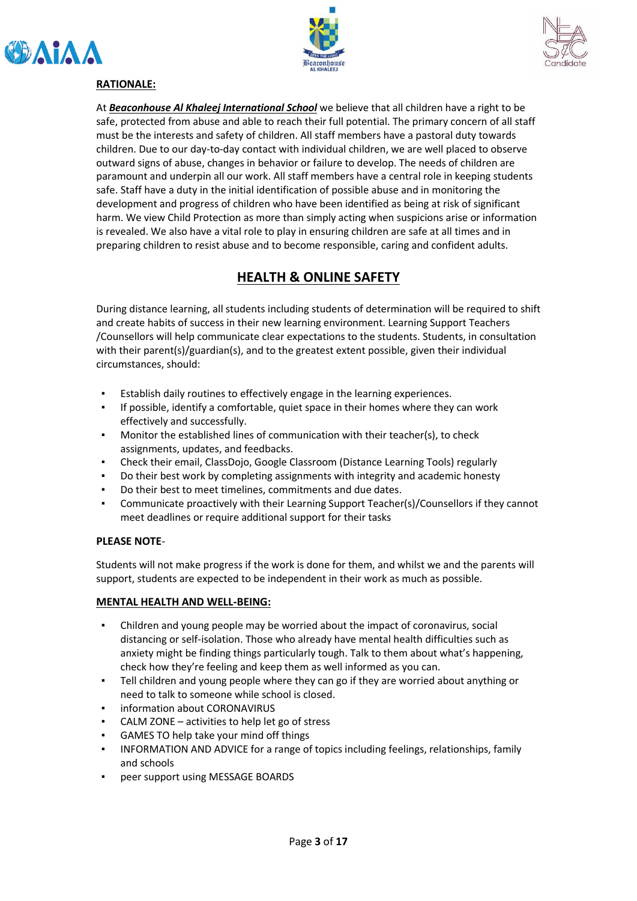**RATIONALE:**

At ***Beaconhouse Al Khaleej International School*** we believe that all children have a right to be safe, protected from abuse and able to reach their full potential. The primary concern of all staff must be the interests and safety of children. All staff members have a pastoral duty towards children. Due to our day-to-day contact with individual children, we are well placed to observe outward signs of abuse, changes in behavior or failure to develop. The needs of children are paramount and underpin all our work. All staff members have a central role in keeping students safe. Staff have a duty in the initial identification of possible abuse and in monitoring the development and progress of children who have been identified as being at risk of significant harm. We view Child Protection as more than simply acting when suspicions arise or information is revealed. We also have a vital role to play in ensuring children are safe at all times and in preparing children to resist abuse and to become responsible, caring and confident adults.

## HEALTH & ONLINE SAFETY

During distance learning, all students including students of determination will be required to shift and create habits of success in their new learning environment. Learning Support Teachers /Counsellors will help communicate clear expectations to the students. Students, in consultation with their parent(s)/guardian(s), and to the greatest extent possible, given their individual circumstances, should:

- Establish daily routines to effectively engage in the learning experiences.
- If possible, identify a comfortable, quiet space in their homes where they can work effectively and successfully.
- Monitor the established lines of communication with their teacher(s), to check assignments, updates, and feedbacks.
- Check their email, ClassDojo, Google Classroom (Distance Learning Tools) regularly
- Do their best work by completing assignments with integrity and academic honesty
- Do their best to meet timelines, commitments and due dates.
- Communicate proactively with their Learning Support Teacher(s)/Counsellors if they cannot meet deadlines or require additional support for their tasks

**PLEASE NOTE**-

Students will not make progress if the work is done for them, and whilst we and the parents will support, students are expected to be independent in their work as much as possible.

**MENTAL HEALTH AND WELL-BEING:**

- Children and young people may be worried about the impact of coronavirus, social distancing or self-isolation. Those who already have mental health difficulties such as anxiety might be finding things particularly tough. Talk to them about what's happening, check how they're feeling and keep them as well informed as you can.
- Tell children and young people where they can go if they are worried about anything or need to talk to someone while school is closed.
- information about CORONAVIRUS
- CALM ZONE – activities to help let go of stress
- GAMES TO help take your mind off things
- INFORMATION AND ADVICE for a range of topics including feelings, relationships, family and schools
- peer support using MESSAGE BOARDS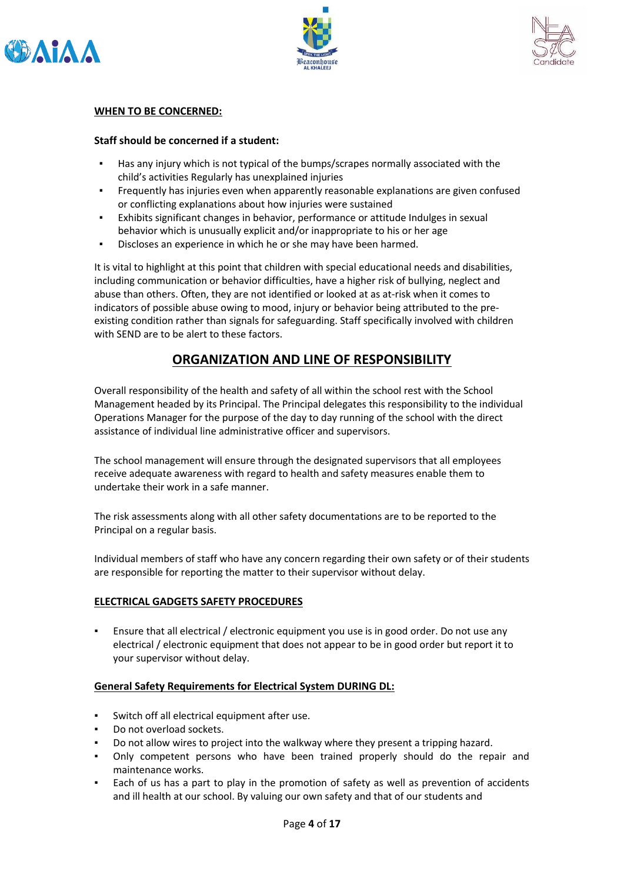**WHEN TO BE CONCERNED:**

**Staff should be concerned if a student:**

- Has any injury which is not typical of the bumps/scrapes normally associated with the child's activities Regularly has unexplained injuries
- Frequently has injuries even when apparently reasonable explanations are given confused or conflicting explanations about how injuries were sustained
- Exhibits significant changes in behavior, performance or attitude Indulges in sexual behavior which is unusually explicit and/or inappropriate to his or her age
- Discloses an experience in which he or she may have been harmed.

It is vital to highlight at this point that children with special educational needs and disabilities, including communication or behavior difficulties, have a higher risk of bullying, neglect and abuse than others. Often, they are not identified or looked at as at-risk when it comes to indicators of possible abuse owing to mood, injury or behavior being attributed to the pre-existing condition rather than signals for safeguarding. Staff specifically involved with children with SEND are to be alert to these factors.

## ORGANIZATION AND LINE OF RESPONSIBILITY

Overall responsibility of the health and safety of all within the school rest with the School Management headed by its Principal. The Principal delegates this responsibility to the individual Operations Manager for the purpose of the day to day running of the school with the direct assistance of individual line administrative officer and supervisors.

The school management will ensure through the designated supervisors that all employees receive adequate awareness with regard to health and safety measures enable them to undertake their work in a safe manner.

The risk assessments along with all other safety documentations are to be reported to the Principal on a regular basis.

Individual members of staff who have any concern regarding their own safety or of their students are responsible for reporting the matter to their supervisor without delay.

**ELECTRICAL GADGETS SAFETY PROCEDURES**

- Ensure that all electrical / electronic equipment you use is in good order. Do not use any electrical / electronic equipment that does not appear to be in good order but report it to your supervisor without delay.

**General Safety Requirements for Electrical System DURING DL:**

- Switch off all electrical equipment after use.
- Do not overload sockets.
- Do not allow wires to project into the walkway where they present a tripping hazard.
- Only competent persons who have been trained properly should do the repair and maintenance works.
- Each of us has a part to play in the promotion of safety as well as prevention of accidents and ill health at our school. By valuing our own safety and that of our students and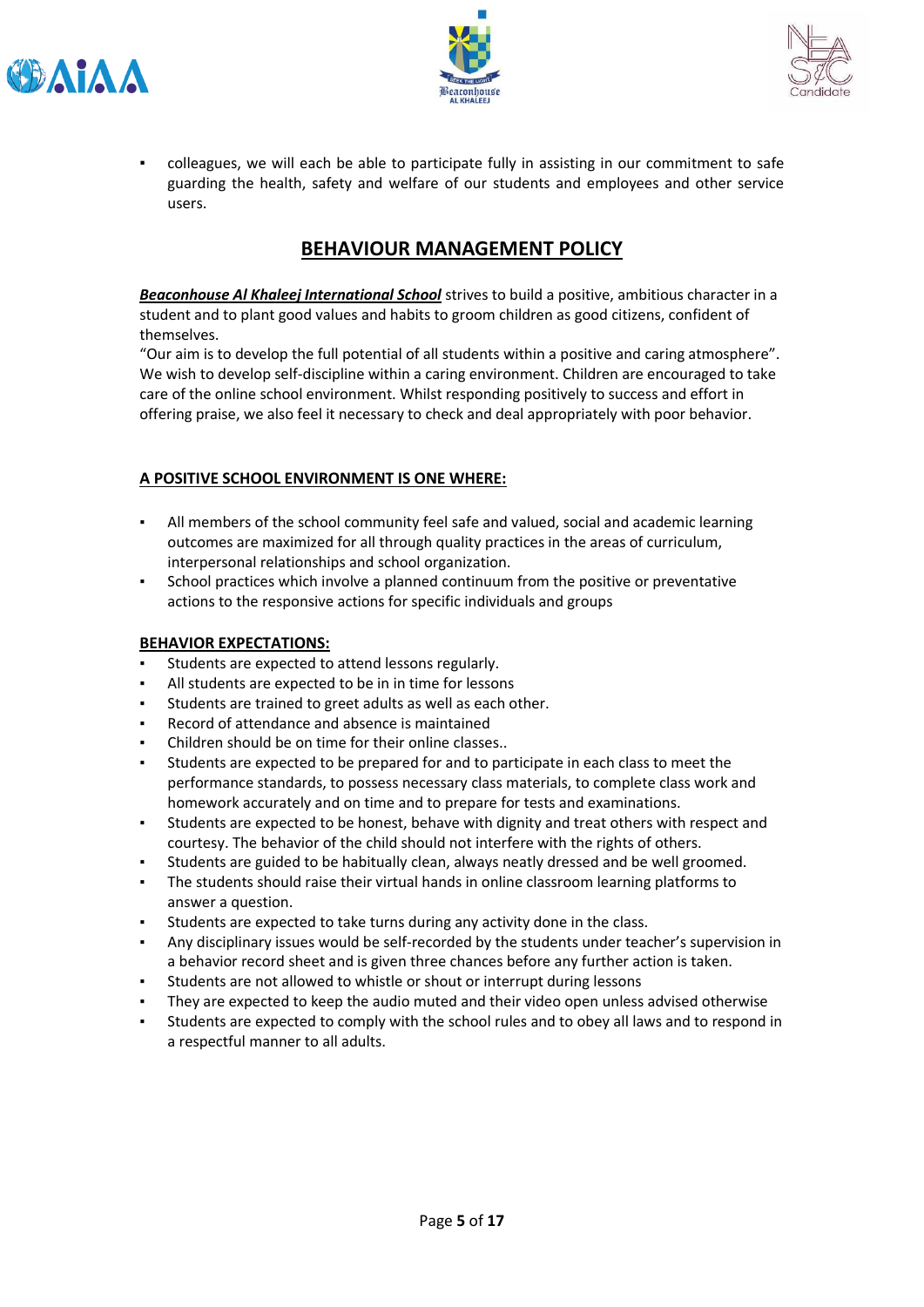- colleagues, we will each be able to participate fully in assisting in our commitment to safe guarding the health, safety and welfare of our students and employees and other service users.

## BEHAVIOUR MANAGEMENT POLICY

***Beaconhouse Al Khaleej International School*** strives to build a positive, ambitious character in a student and to plant good values and habits to groom children as good citizens, confident of themselves.

"Our aim is to develop the full potential of all students within a positive and caring atmosphere". We wish to develop self-discipline within a caring environment. Children are encouraged to take care of the online school environment. Whilst responding positively to success and effort in offering praise, we also feel it necessary to check and deal appropriately with poor behavior.

### A POSITIVE SCHOOL ENVIRONMENT IS ONE WHERE:

- All members of the school community feel safe and valued, social and academic learning outcomes are maximized for all through quality practices in the areas of curriculum, interpersonal relationships and school organization.
- School practices which involve a planned continuum from the positive or preventative actions to the responsive actions for specific individuals and groups

### BEHAVIOR EXPECTATIONS:

- Students are expected to attend lessons regularly.
- All students are expected to be in in time for lessons
- Students are trained to greet adults as well as each other.
- Record of attendance and absence is maintained
- Children should be on time for their online classes..
- Students are expected to be prepared for and to participate in each class to meet the performance standards, to possess necessary class materials, to complete class work and homework accurately and on time and to prepare for tests and examinations.
- Students are expected to be honest, behave with dignity and treat others with respect and courtesy. The behavior of the child should not interfere with the rights of others.
- Students are guided to be habitually clean, always neatly dressed and be well groomed.
- The students should raise their virtual hands in online classroom learning platforms to answer a question.
- Students are expected to take turns during any activity done in the class.
- Any disciplinary issues would be self-recorded by the students under teacher's supervision in a behavior record sheet and is given three chances before any further action is taken.
- Students are not allowed to whistle or shout or interrupt during lessons
- They are expected to keep the audio muted and their video open unless advised otherwise
- Students are expected to comply with the school rules and to obey all laws and to respond in a respectful manner to all adults.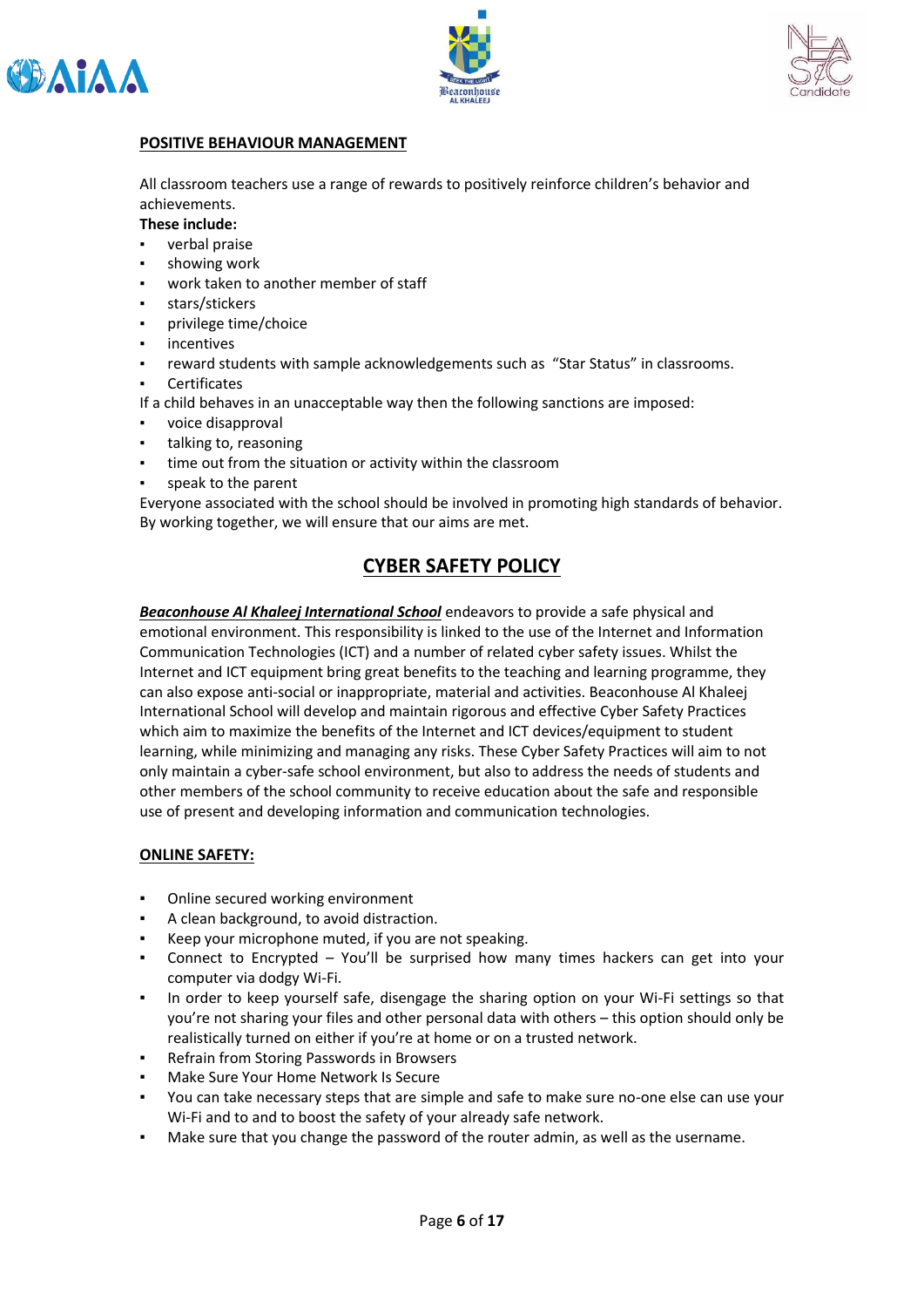## POSITIVE BEHAVIOUR MANAGEMENT

All classroom teachers use a range of rewards to positively reinforce children's behavior and achievements.

**These include:**

- verbal praise
- showing work
- work taken to another member of staff
- stars/stickers
- privilege time/choice
- incentives
- reward students with sample acknowledgements such as "Star Status" in classrooms.
- Certificates

If a child behaves in an unacceptable way then the following sanctions are imposed:

- voice disapproval
- talking to, reasoning
- time out from the situation or activity within the classroom
- speak to the parent

Everyone associated with the school should be involved in promoting high standards of behavior. By working together, we will ensure that our aims are met.

# CYBER SAFETY POLICY

***Beaconhouse Al Khaleej International School*** endeavors to provide a safe physical and emotional environment. This responsibility is linked to the use of the Internet and Information Communication Technologies (ICT) and a number of related cyber safety issues. Whilst the Internet and ICT equipment bring great benefits to the teaching and learning programme, they can also expose anti-social or inappropriate, material and activities. Beaconhouse Al Khaleej International School will develop and maintain rigorous and effective Cyber Safety Practices which aim to maximize the benefits of the Internet and ICT devices/equipment to student learning, while minimizing and managing any risks. These Cyber Safety Practices will aim to not only maintain a cyber-safe school environment, but also to address the needs of students and other members of the school community to receive education about the safe and responsible use of present and developing information and communication technologies.

## ONLINE SAFETY:

- Online secured working environment
- A clean background, to avoid distraction.
- Keep your microphone muted, if you are not speaking.
- Connect to Encrypted – You'll be surprised how many times hackers can get into your computer via dodgy Wi-Fi.
- In order to keep yourself safe, disengage the sharing option on your Wi-Fi settings so that you're not sharing your files and other personal data with others – this option should only be realistically turned on either if you're at home or on a trusted network.
- Refrain from Storing Passwords in Browsers
- Make Sure Your Home Network Is Secure
- You can take necessary steps that are simple and safe to make sure no-one else can use your Wi-Fi and to and to boost the safety of your already safe network.
- Make sure that you change the password of the router admin, as well as the username.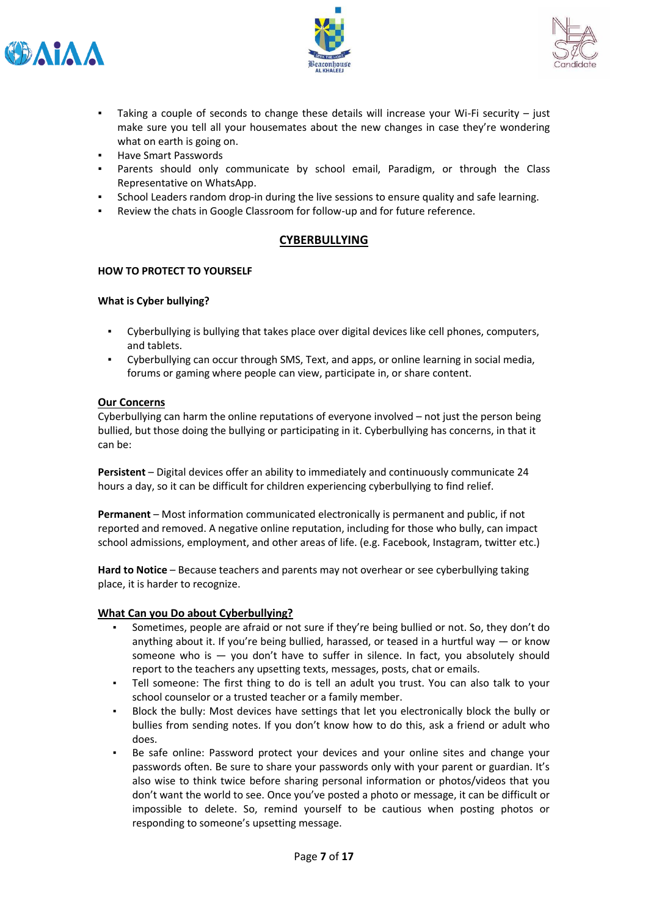- Taking a couple of seconds to change these details will increase your Wi-Fi security – just make sure you tell all your housemates about the new changes in case they're wondering what on earth is going on.
- Have Smart Passwords
- Parents should only communicate by school email, Paradigm, or through the Class Representative on WhatsApp.
- School Leaders random drop-in during the live sessions to ensure quality and safe learning.
- Review the chats in Google Classroom for follow-up and for future reference.

## CYBERBULLYING

**HOW TO PROTECT TO YOURSELF**

**What is Cyber bullying?**

- Cyberbullying is bullying that takes place over digital devices like cell phones, computers, and tablets.
- Cyberbullying can occur through SMS, Text, and apps, or online learning in social media, forums or gaming where people can view, participate in, or share content.

**Our Concerns**

Cyberbullying can harm the online reputations of everyone involved – not just the person being bullied, but those doing the bullying or participating in it. Cyberbullying has concerns, in that it can be:

**Persistent** – Digital devices offer an ability to immediately and continuously communicate 24 hours a day, so it can be difficult for children experiencing cyberbullying to find relief.

**Permanent** – Most information communicated electronically is permanent and public, if not reported and removed. A negative online reputation, including for those who bully, can impact school admissions, employment, and other areas of life. (e.g. Facebook, Instagram, twitter etc.)

**Hard to Notice** – Because teachers and parents may not overhear or see cyberbullying taking place, it is harder to recognize.

**What Can you Do about Cyberbullying?**

- Sometimes, people are afraid or not sure if they're being bullied or not. So, they don't do anything about it. If you're being bullied, harassed, or teased in a hurtful way — or know someone who is — you don't have to suffer in silence. In fact, you absolutely should report to the teachers any upsetting texts, messages, posts, chat or emails.
- Tell someone: The first thing to do is tell an adult you trust. You can also talk to your school counselor or a trusted teacher or a family member.
- Block the bully: Most devices have settings that let you electronically block the bully or bullies from sending notes. If you don't know how to do this, ask a friend or adult who does.
- Be safe online: Password protect your devices and your online sites and change your passwords often. Be sure to share your passwords only with your parent or guardian. It's also wise to think twice before sharing personal information or photos/videos that you don't want the world to see. Once you've posted a photo or message, it can be difficult or impossible to delete. So, remind yourself to be cautious when posting photos or responding to someone's upsetting message.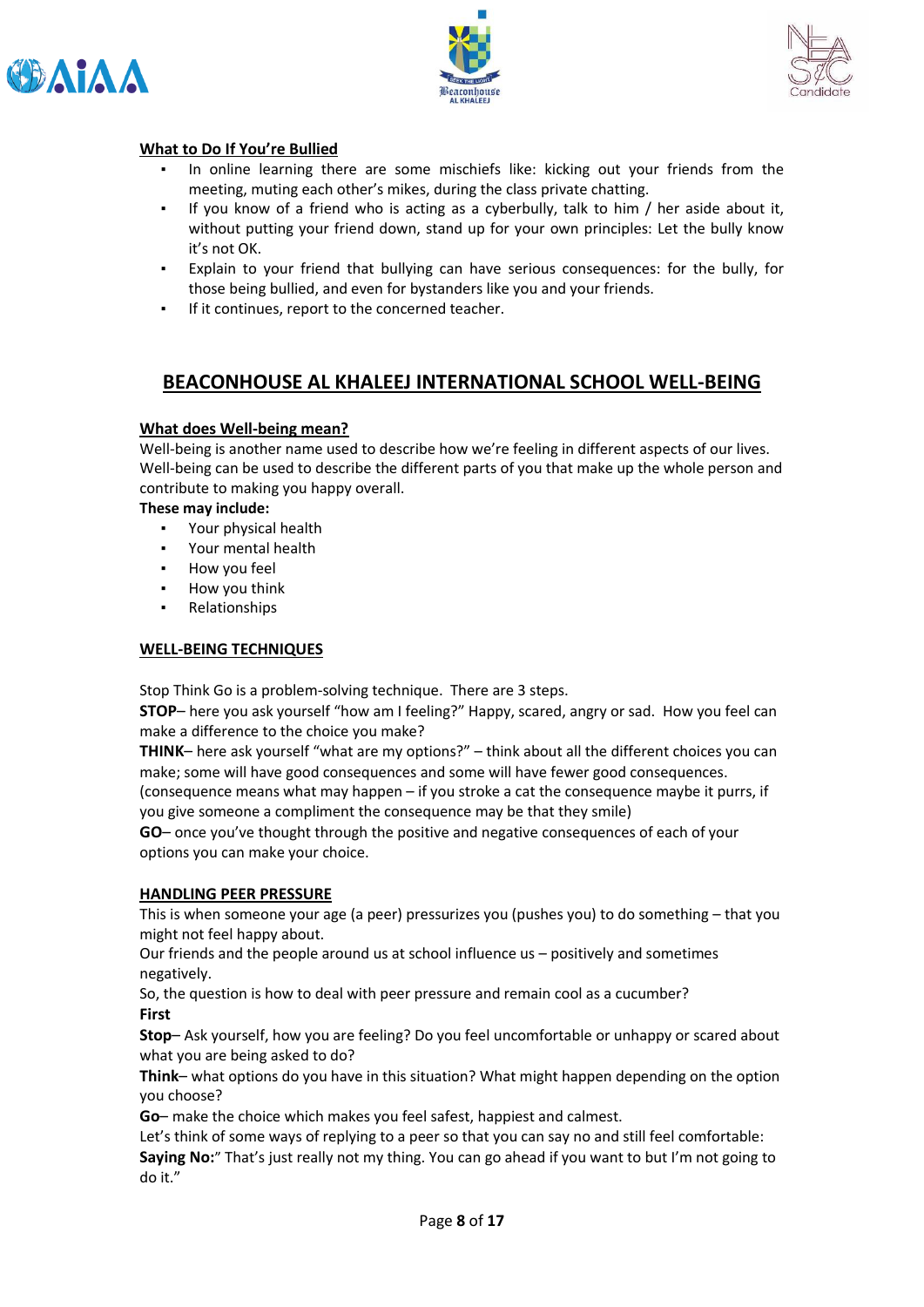**What to Do If You're Bullied**

- In online learning there are some mischiefs like: kicking out your friends from the meeting, muting each other's mikes, during the class private chatting.
- If you know of a friend who is acting as a cyberbully, talk to him / her aside about it, without putting your friend down, stand up for your own principles: Let the bully know it's not OK.
- Explain to your friend that bullying can have serious consequences: for the bully, for those being bullied, and even for bystanders like you and your friends.
- If it continues, report to the concerned teacher.

## BEACONHOUSE AL KHALEEJ INTERNATIONAL SCHOOL WELL-BEING

**What does Well-being mean?**

Well-being is another name used to describe how we're feeling in different aspects of our lives. Well-being can be used to describe the different parts of you that make up the whole person and contribute to making you happy overall.

**These may include:**

- Your physical health
- Your mental health
- How you feel
- How you think
- Relationships

**WELL-BEING TECHNIQUES**

Stop Think Go is a problem-solving technique. There are 3 steps.

**STOP**– here you ask yourself "how am I feeling?" Happy, scared, angry or sad. How you feel can make a difference to the choice you make?

**THINK**– here ask yourself "what are my options?" – think about all the different choices you can make; some will have good consequences and some will have fewer good consequences. (consequence means what may happen – if you stroke a cat the consequence maybe it purrs, if you give someone a compliment the consequence may be that they smile)

**GO**– once you've thought through the positive and negative consequences of each of your options you can make your choice.

**HANDLING PEER PRESSURE**

This is when someone your age (a peer) pressurizes you (pushes you) to do something – that you might not feel happy about.

Our friends and the people around us at school influence us – positively and sometimes negatively.

So, the question is how to deal with peer pressure and remain cool as a cucumber?

**First**

**Stop**– Ask yourself, how you are feeling? Do you feel uncomfortable or unhappy or scared about what you are being asked to do?

**Think**– what options do you have in this situation? What might happen depending on the option you choose?

**Go**– make the choice which makes you feel safest, happiest and calmest.

Let's think of some ways of replying to a peer so that you can say no and still feel comfortable:

**Saying No:**" That's just really not my thing. You can go ahead if you want to but I'm not going to do it."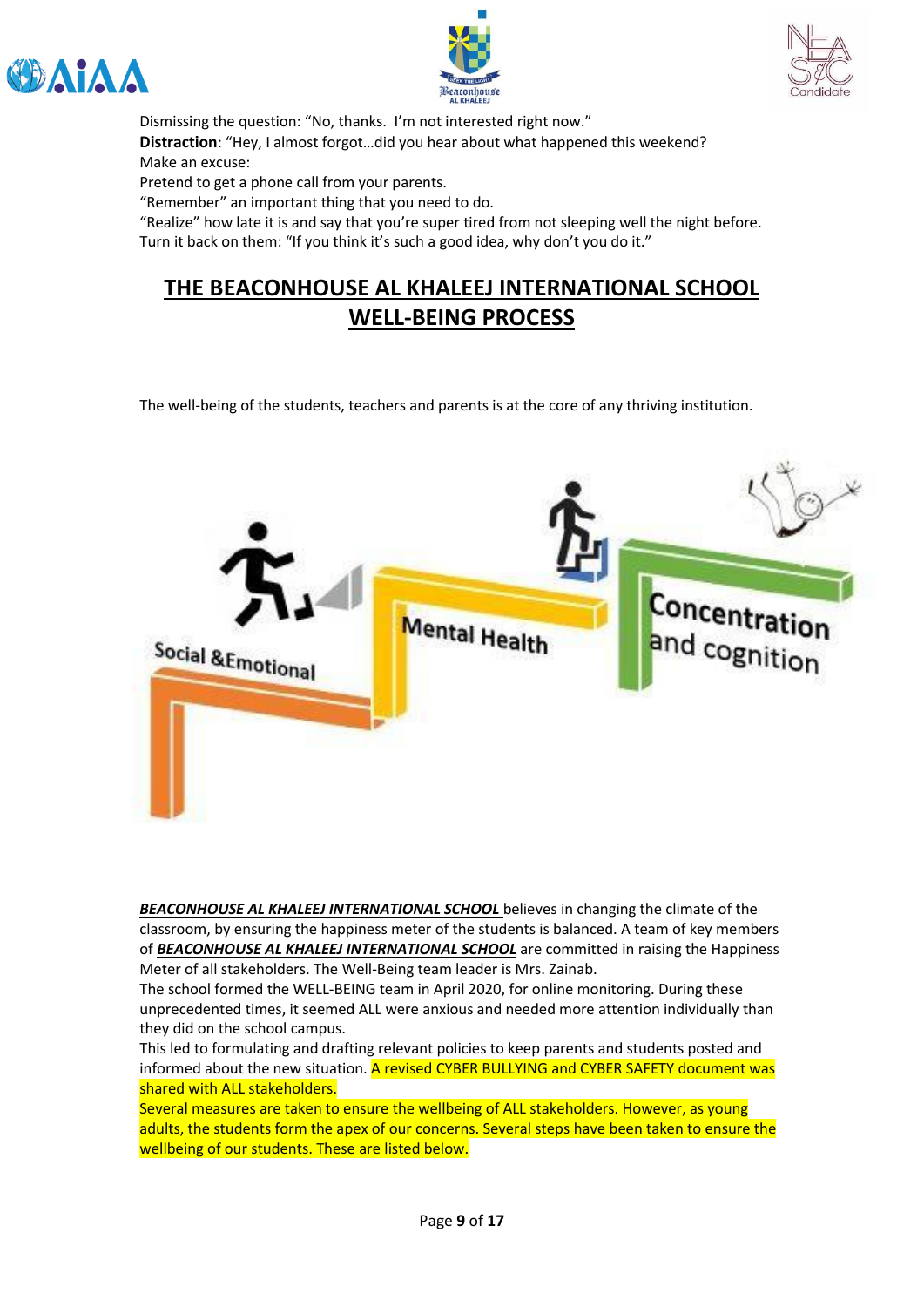Dismissing the question: "No, thanks.  I'm not interested right now."

**Distraction**: "Hey, I almost forgot…did you hear about what happened this weekend?

Make an excuse:

Pretend to get a phone call from your parents.

"Remember" an important thing that you need to do.

"Realize" how late it is and say that you're super tired from not sleeping well the night before.

Turn it back on them: "If you think it's such a good idea, why don't you do it."

## THE BEACONHOUSE AL KHALEEJ INTERNATIONAL SCHOOL WELL-BEING PROCESS

The well-being of the students, teachers and parents is at the core of any thriving institution.

Social &Emotional

Mental Health

Concentration and cognition

***BEACONHOUSE AL KHALEEJ INTERNATIONAL SCHOOL*** believes in changing the climate of the classroom, by ensuring the happiness meter of the students is balanced. A team of key members of ***BEACONHOUSE AL KHALEEJ INTERNATIONAL SCHOOL*** are committed in raising the Happiness Meter of all stakeholders. The Well-Being team leader is Mrs. Zainab.

The school formed the WELL-BEING team in April 2020, for online monitoring. During these unprecedented times, it seemed ALL were anxious and needed more attention individually than they did on the school campus.

This led to formulating and drafting relevant policies to keep parents and students posted and informed about the new situation. A revised CYBER BULLYING and CYBER SAFETY document was shared with ALL stakeholders.

Several measures are taken to ensure the wellbeing of ALL stakeholders. However, as young adults, the students form the apex of our concerns. Several steps have been taken to ensure the wellbeing of our students. These are listed below.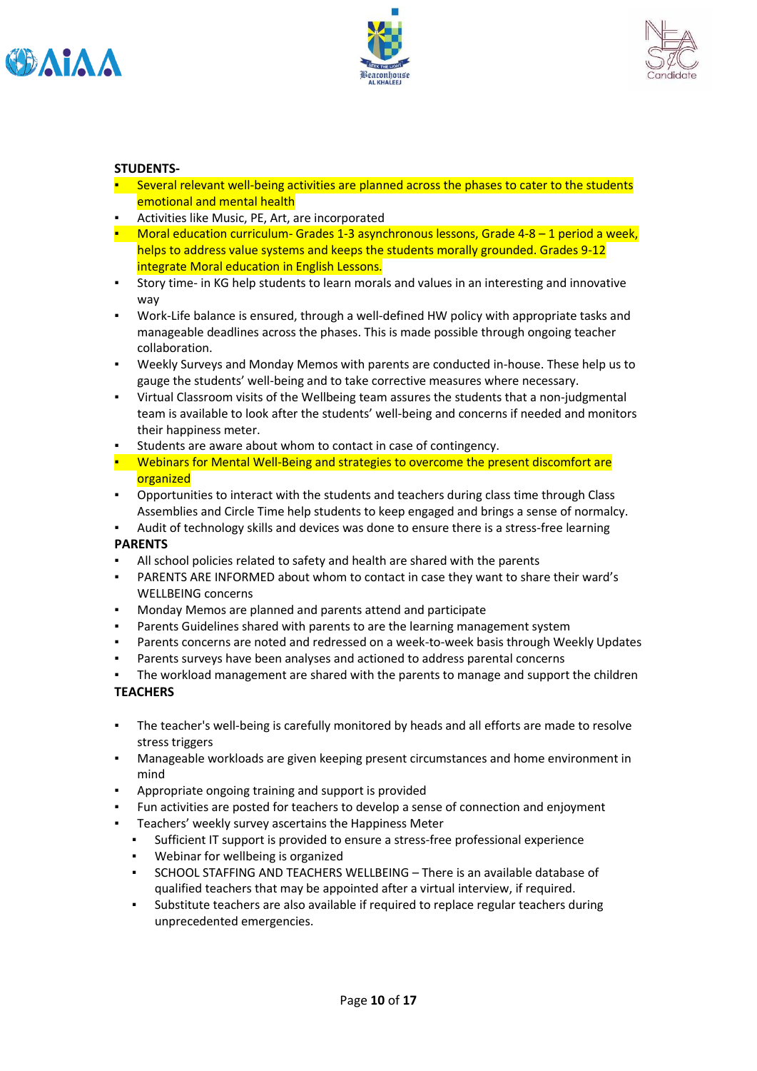**STUDENTS-**

- Several relevant well-being activities are planned across the phases to cater to the students emotional and mental health
- Activities like Music, PE, Art, are incorporated
- Moral education curriculum- Grades 1-3 asynchronous lessons, Grade 4-8 – 1 period a week, helps to address value systems and keeps the students morally grounded. Grades 9-12 integrate Moral education in English Lessons.
- Story time- in KG help students to learn morals and values in an interesting and innovative way
- Work-Life balance is ensured, through a well-defined HW policy with appropriate tasks and manageable deadlines across the phases. This is made possible through ongoing teacher collaboration.
- Weekly Surveys and Monday Memos with parents are conducted in-house. These help us to gauge the students' well-being and to take corrective measures where necessary.
- Virtual Classroom visits of the Wellbeing team assures the students that a non-judgmental team is available to look after the students' well-being and concerns if needed and monitors their happiness meter.
- Students are aware about whom to contact in case of contingency.
- Webinars for Mental Well-Being and strategies to overcome the present discomfort are organized
- Opportunities to interact with the students and teachers during class time through Class Assemblies and Circle Time help students to keep engaged and brings a sense of normalcy.
- Audit of technology skills and devices was done to ensure there is a stress-free learning

**PARENTS**

- All school policies related to safety and health are shared with the parents
- PARENTS ARE INFORMED about whom to contact in case they want to share their ward's WELLBEING concerns
- Monday Memos are planned and parents attend and participate
- Parents Guidelines shared with parents to are the learning management system
- Parents concerns are noted and redressed on a week-to-week basis through Weekly Updates
- Parents surveys have been analyses and actioned to address parental concerns
- The workload management are shared with the parents to manage and support the children

**TEACHERS**

- The teacher's well-being is carefully monitored by heads and all efforts are made to resolve stress triggers
- Manageable workloads are given keeping present circumstances and home environment in mind
- Appropriate ongoing training and support is provided
- Fun activities are posted for teachers to develop a sense of connection and enjoyment
- Teachers' weekly survey ascertains the Happiness Meter
  - Sufficient IT support is provided to ensure a stress-free professional experience
  - Webinar for wellbeing is organized
  - SCHOOL STAFFING AND TEACHERS WELLBEING – There is an available database of qualified teachers that may be appointed after a virtual interview, if required.
  - Substitute teachers are also available if required to replace regular teachers during unprecedented emergencies.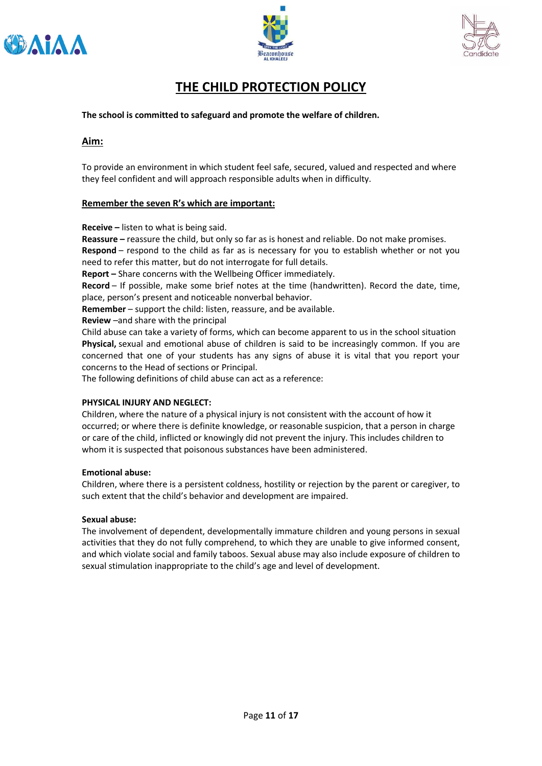# THE CHILD PROTECTION POLICY

**The school is committed to safeguard and promote the welfare of children.**

## Aim:

To provide an environment in which student feel safe, secured, valued and respected and where they feel confident and will approach responsible adults when in difficulty.

### Remember the seven R's which are important:

**Receive –** listen to what is being said.
**Reassure –** reassure the child, but only so far as is honest and reliable. Do not make promises.
**Respond** – respond to the child as far as is necessary for you to establish whether or not you need to refer this matter, but do not interrogate for full details.
**Report –** Share concerns with the Wellbeing Officer immediately.
**Record** – If possible, make some brief notes at the time (handwritten). Record the date, time, place, person's present and noticeable nonverbal behavior.
**Remember** – support the child: listen, reassure, and be available.
**Review** –and share with the principal
Child abuse can take a variety of forms, which can become apparent to us in the school situation
**Physical,** sexual and emotional abuse of children is said to be increasingly common. If you are concerned that one of your students has any signs of abuse it is vital that you report your concerns to the Head of sections or Principal.
The following definitions of child abuse can act as a reference:

**PHYSICAL INJURY AND NEGLECT:**
Children, where the nature of a physical injury is not consistent with the account of how it occurred; or where there is definite knowledge, or reasonable suspicion, that a person in charge or care of the child, inflicted or knowingly did not prevent the injury. This includes children to whom it is suspected that poisonous substances have been administered.

**Emotional abuse:**
Children, where there is a persistent coldness, hostility or rejection by the parent or caregiver, to such extent that the child's behavior and development are impaired.

**Sexual abuse:**
The involvement of dependent, developmentally immature children and young persons in sexual activities that they do not fully comprehend, to which they are unable to give informed consent, and which violate social and family taboos. Sexual abuse may also include exposure of children to sexual stimulation inappropriate to the child's age and level of development.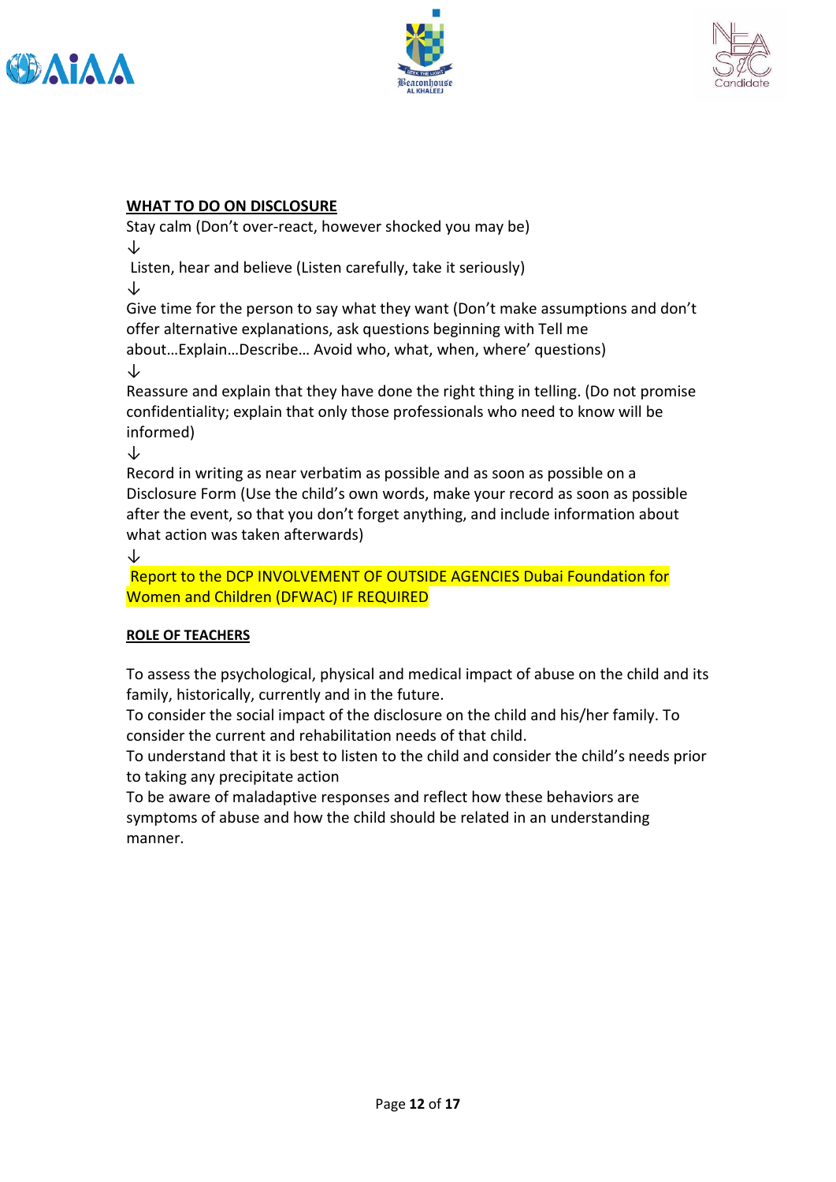**WHAT TO DO ON DISCLOSURE**

Stay calm (Don't over-react, however shocked you may be)

↓

Listen, hear and believe (Listen carefully, take it seriously)

↓

Give time for the person to say what they want (Don't make assumptions and don't offer alternative explanations, ask questions beginning with Tell me about…Explain…Describe… Avoid who, what, when, where' questions)

↓

Reassure and explain that they have done the right thing in telling. (Do not promise confidentiality; explain that only those professionals who need to know will be informed)

↓

Record in writing as near verbatim as possible and as soon as possible on a Disclosure Form (Use the child's own words, make your record as soon as possible after the event, so that you don't forget anything, and include information about what action was taken afterwards)

↓

Report to the DCP INVOLVEMENT OF OUTSIDE AGENCIES Dubai Foundation for Women and Children (DFWAC) IF REQUIRED

**ROLE OF TEACHERS**

To assess the psychological, physical and medical impact of abuse on the child and its family, historically, currently and in the future.

To consider the social impact of the disclosure on the child and his/her family. To consider the current and rehabilitation needs of that child.

To understand that it is best to listen to the child and consider the child's needs prior to taking any precipitate action

To be aware of maladaptive responses and reflect how these behaviors are symptoms of abuse and how the child should be related in an understanding manner.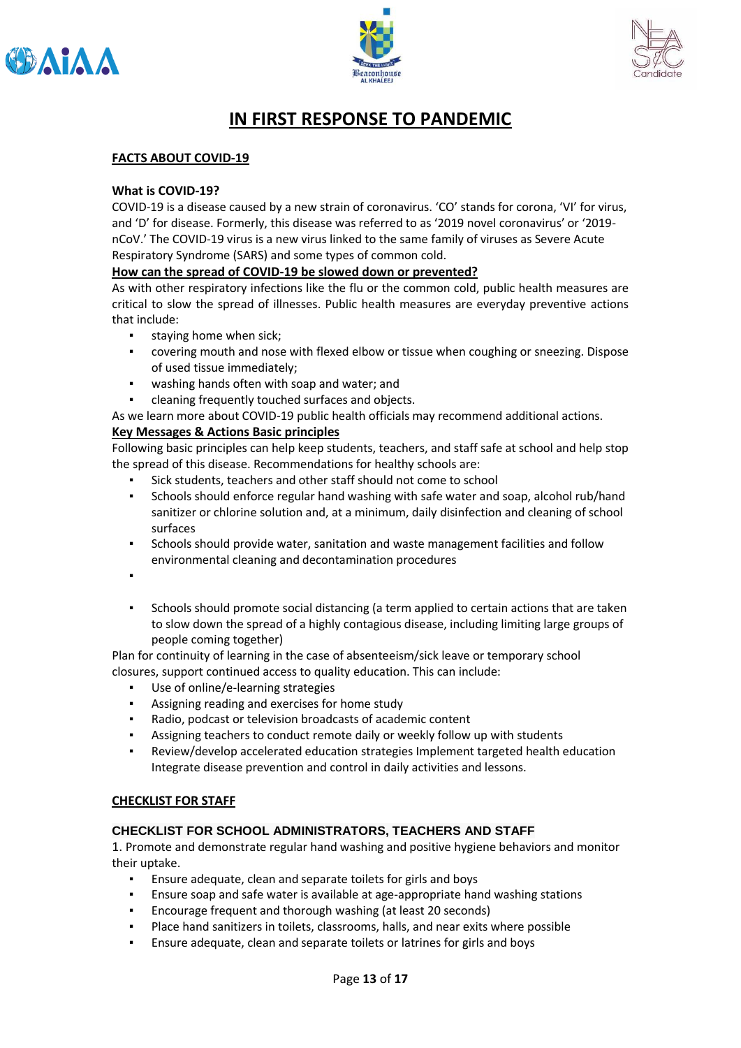# IN FIRST RESPONSE TO PANDEMIC

## FACTS ABOUT COVID-19

**What is COVID-19?**

COVID-19 is a disease caused by a new strain of coronavirus. 'CO' stands for corona, 'VI' for virus, and 'D' for disease. Formerly, this disease was referred to as '2019 novel coronavirus' or '2019-nCoV.' The COVID-19 virus is a new virus linked to the same family of viruses as Severe Acute Respiratory Syndrome (SARS) and some types of common cold.

**How can the spread of COVID-19 be slowed down or prevented?**

As with other respiratory infections like the flu or the common cold, public health measures are critical to slow the spread of illnesses. Public health measures are everyday preventive actions that include:

- staying home when sick;
- covering mouth and nose with flexed elbow or tissue when coughing or sneezing. Dispose of used tissue immediately;
- washing hands often with soap and water; and
- cleaning frequently touched surfaces and objects.

As we learn more about COVID-19 public health officials may recommend additional actions.

**Key Messages & Actions Basic principles**

Following basic principles can help keep students, teachers, and staff safe at school and help stop the spread of this disease. Recommendations for healthy schools are:

- Sick students, teachers and other staff should not come to school
- Schools should enforce regular hand washing with safe water and soap, alcohol rub/hand sanitizer or chlorine solution and, at a minimum, daily disinfection and cleaning of school surfaces
- Schools should provide water, sanitation and waste management facilities and follow environmental cleaning and decontamination procedures
- 
- Schools should promote social distancing (a term applied to certain actions that are taken to slow down the spread of a highly contagious disease, including limiting large groups of people coming together)

Plan for continuity of learning in the case of absenteeism/sick leave or temporary school closures, support continued access to quality education. This can include:

- Use of online/e-learning strategies
- Assigning reading and exercises for home study
- Radio, podcast or television broadcasts of academic content
- Assigning teachers to conduct remote daily or weekly follow up with students
- Review/develop accelerated education strategies Implement targeted health education Integrate disease prevention and control in daily activities and lessons.

## CHECKLIST FOR STAFF

### CHECKLIST FOR SCHOOL ADMINISTRATORS, TEACHERS AND STAFF

1. Promote and demonstrate regular hand washing and positive hygiene behaviors and monitor their uptake.

- Ensure adequate, clean and separate toilets for girls and boys
- Ensure soap and safe water is available at age-appropriate hand washing stations
- Encourage frequent and thorough washing (at least 20 seconds)
- Place hand sanitizers in toilets, classrooms, halls, and near exits where possible
- Ensure adequate, clean and separate toilets or latrines for girls and boys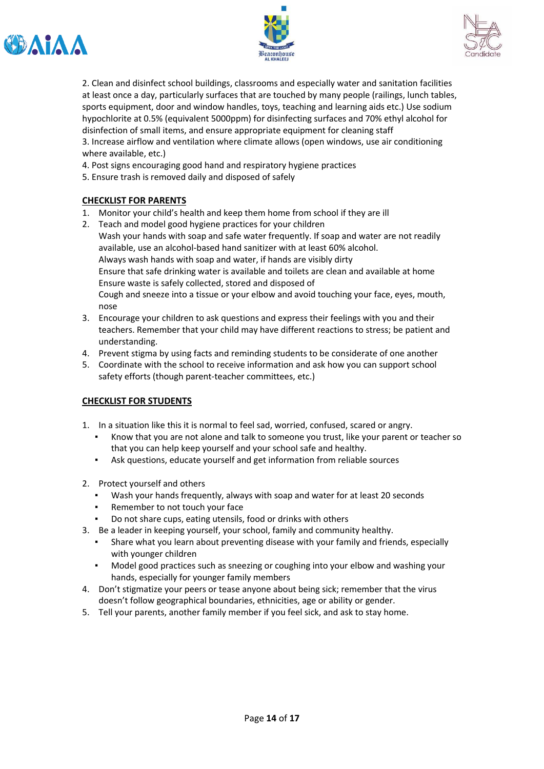2. Clean and disinfect school buildings, classrooms and especially water and sanitation facilities at least once a day, particularly surfaces that are touched by many people (railings, lunch tables, sports equipment, door and window handles, toys, teaching and learning aids etc.) Use sodium hypochlorite at 0.5% (equivalent 5000ppm) for disinfecting surfaces and 70% ethyl alcohol for disinfection of small items, and ensure appropriate equipment for cleaning staff

3. Increase airflow and ventilation where climate allows (open windows, use air conditioning where available, etc.)

4. Post signs encouraging good hand and respiratory hygiene practices

5. Ensure trash is removed daily and disposed of safely

**CHECKLIST FOR PARENTS**

1. Monitor your child's health and keep them home from school if they are ill
2. Teach and model good hygiene practices for your children
   Wash your hands with soap and safe water frequently. If soap and water are not readily available, use an alcohol-based hand sanitizer with at least 60% alcohol.
   Always wash hands with soap and water, if hands are visibly dirty
   Ensure that safe drinking water is available and toilets are clean and available at home
   Ensure waste is safely collected, stored and disposed of
   Cough and sneeze into a tissue or your elbow and avoid touching your face, eyes, mouth, nose
3. Encourage your children to ask questions and express their feelings with you and their teachers. Remember that your child may have different reactions to stress; be patient and understanding.
4. Prevent stigma by using facts and reminding students to be considerate of one another
5. Coordinate with the school to receive information and ask how you can support school safety efforts (though parent-teacher committees, etc.)

**CHECKLIST FOR STUDENTS**

1. In a situation like this it is normal to feel sad, worried, confused, scared or angry.
   - Know that you are not alone and talk to someone you trust, like your parent or teacher so that you can help keep yourself and your school safe and healthy.
   - Ask questions, educate yourself and get information from reliable sources

2. Protect yourself and others
   - Wash your hands frequently, always with soap and water for at least 20 seconds
   - Remember to not touch your face
   - Do not share cups, eating utensils, food or drinks with others
3. Be a leader in keeping yourself, your school, family and community healthy.
   - Share what you learn about preventing disease with your family and friends, especially with younger children
   - Model good practices such as sneezing or coughing into your elbow and washing your hands, especially for younger family members
4. Don't stigmatize your peers or tease anyone about being sick; remember that the virus doesn't follow geographical boundaries, ethnicities, age or ability or gender.
5. Tell your parents, another family member if you feel sick, and ask to stay home.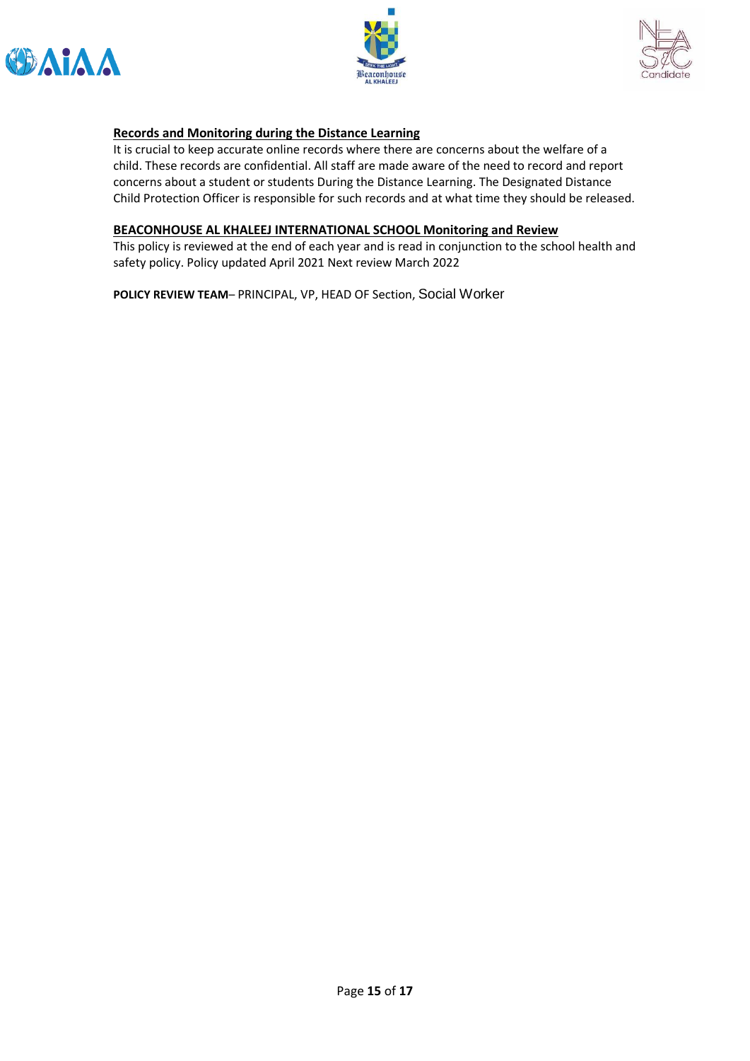**Records and Monitoring during the Distance Learning**

It is crucial to keep accurate online records where there are concerns about the welfare of a child. These records are confidential. All staff are made aware of the need to record and report concerns about a student or students During the Distance Learning. The Designated Distance Child Protection Officer is responsible for such records and at what time they should be released.

**BEACONHOUSE AL KHALEEJ INTERNATIONAL SCHOOL Monitoring and Review**

This policy is reviewed at the end of each year and is read in conjunction to the school health and safety policy. Policy updated April 2021 Next review March 2022

**POLICY REVIEW TEAM**– PRINCIPAL, VP, HEAD OF Section, Social Worker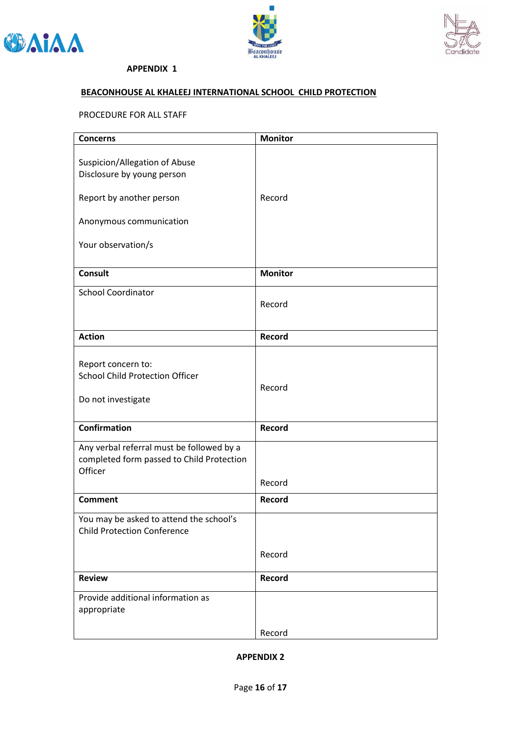**APPENDIX 1**

**BEACONHOUSE AL KHALEEJ INTERNATIONAL SCHOOL CHILD PROTECTION**

PROCEDURE FOR ALL STAFF

| **Concerns** | **Monitor** |
|---|---|
| Suspicion/Allegation of Abuse<br>Disclosure by young person<br><br>Report by another person<br><br>Anonymous communication<br><br>Your observation/s | Record |
| **Consult** | **Monitor** |
| School Coordinator | Record |
| **Action** | **Record** |
| Report concern to:<br>School Child Protection Officer<br><br>Do not investigate | Record |
| **Confirmation** | **Record** |
| Any verbal referral must be followed by a completed form passed to Child Protection Officer | Record |
| **Comment** | **Record** |
| You may be asked to attend the school's Child Protection Conference | Record |
| **Review** | **Record** |
| Provide additional information as appropriate | Record |

**APPENDIX 2**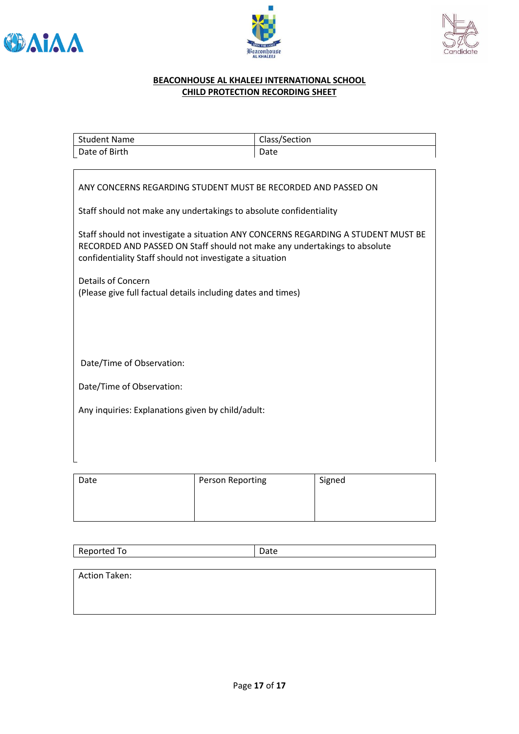**BEACONHOUSE AL KHALEEJ INTERNATIONAL SCHOOL**
**CHILD PROTECTION RECORDING SHEET**

| | |
|---|---|
| Student Name | Class/Section |
| Date of Birth | Date |

ANY CONCERNS REGARDING STUDENT MUST BE RECORDED AND PASSED ON

Staff should not make any undertakings to absolute confidentiality

Staff should not investigate a situation ANY CONCERNS REGARDING A STUDENT MUST BE RECORDED AND PASSED ON Staff should not make any undertakings to absolute confidentiality Staff should not investigate a situation

Details of Concern
(Please give full factual details including dates and times)

Date/Time of Observation:

Date/Time of Observation:

Any inquiries: Explanations given by child/adult:

| | | |
|---|---|---|
| Date | Person Reporting | Signed |
| | | |

| | |
|---|---|
| Reported To | Date |

Action Taken: